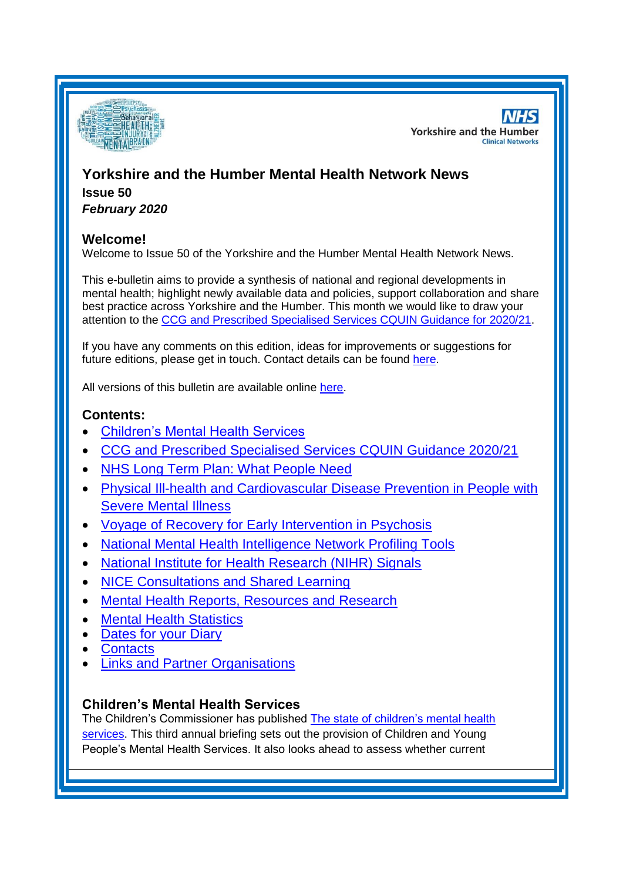# Yorkshire and the Humber Mental Health Network News

**Issue 50**

***February 2020***

### Welcome!

Welcome to Issue 50 of the Yorkshire and the Humber Mental Health Network News.

This e-bulletin aims to provide a synthesis of national and regional developments in mental health; highlight newly available data and policies, support collaboration and share best practice across Yorkshire and the Humber. This month we would like to draw your attention to the CCG and Prescribed Specialised Services CQUIN Guidance for 2020/21.

If you have any comments on this edition, ideas for improvements or suggestions for future editions, please get in touch. Contact details can be found here.

All versions of this bulletin are available online here.

### Contents:

- Children's Mental Health Services
- CCG and Prescribed Specialised Services CQUIN Guidance 2020/21
- NHS Long Term Plan: What People Need
- Physical Ill-health and Cardiovascular Disease Prevention in People with Severe Mental Illness
- Voyage of Recovery for Early Intervention in Psychosis
- National Mental Health Intelligence Network Profiling Tools
- National Institute for Health Research (NIHR) Signals
- NICE Consultations and Shared Learning
- Mental Health Reports, Resources and Research
- Mental Health Statistics
- Dates for your Diary
- Contacts
- Links and Partner Organisations

### Children's Mental Health Services

The Children's Commissioner has published The state of children's mental health services. This third annual briefing sets out the provision of Children and Young People's Mental Health Services. It also looks ahead to assess whether current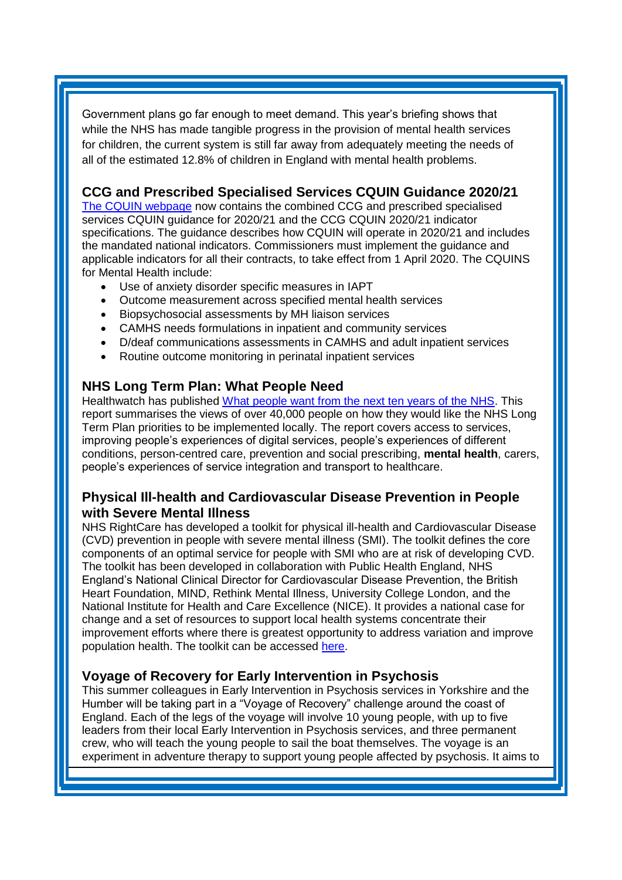Government plans go far enough to meet demand. This year's briefing shows that while the NHS has made tangible progress in the provision of mental health services for children, the current system is still far away from adequately meeting the needs of all of the estimated 12.8% of children in England with mental health problems.

## CCG and Prescribed Specialised Services CQUIN Guidance 2020/21

The CQUIN webpage now contains the combined CCG and prescribed specialised services CQUIN guidance for 2020/21 and the CCG CQUIN 2020/21 indicator specifications. The guidance describes how CQUIN will operate in 2020/21 and includes the mandated national indicators. Commissioners must implement the guidance and applicable indicators for all their contracts, to take effect from 1 April 2020. The CQUINS for Mental Health include:

- Use of anxiety disorder specific measures in IAPT
- Outcome measurement across specified mental health services
- Biopsychosocial assessments by MH liaison services
- CAMHS needs formulations in inpatient and community services
- D/deaf communications assessments in CAMHS and adult inpatient services
- Routine outcome monitoring in perinatal inpatient services

## NHS Long Term Plan: What People Need

Healthwatch has published What people want from the next ten years of the NHS. This report summarises the views of over 40,000 people on how they would like the NHS Long Term Plan priorities to be implemented locally. The report covers access to services, improving people's experiences of digital services, people's experiences of different conditions, person-centred care, prevention and social prescribing, **mental health**, carers, people's experiences of service integration and transport to healthcare.

## Physical Ill-health and Cardiovascular Disease Prevention in People with Severe Mental Illness

NHS RightCare has developed a toolkit for physical ill-health and Cardiovascular Disease (CVD) prevention in people with severe mental illness (SMI). The toolkit defines the core components of an optimal service for people with SMI who are at risk of developing CVD. The toolkit has been developed in collaboration with Public Health England, NHS England's National Clinical Director for Cardiovascular Disease Prevention, the British Heart Foundation, MIND, Rethink Mental Illness, University College London, and the National Institute for Health and Care Excellence (NICE). It provides a national case for change and a set of resources to support local health systems concentrate their improvement efforts where there is greatest opportunity to address variation and improve population health. The toolkit can be accessed here.

## Voyage of Recovery for Early Intervention in Psychosis

This summer colleagues in Early Intervention in Psychosis services in Yorkshire and the Humber will be taking part in a "Voyage of Recovery" challenge around the coast of England. Each of the legs of the voyage will involve 10 young people, with up to five leaders from their local Early Intervention in Psychosis services, and three permanent crew, who will teach the young people to sail the boat themselves. The voyage is an experiment in adventure therapy to support young people affected by psychosis. It aims to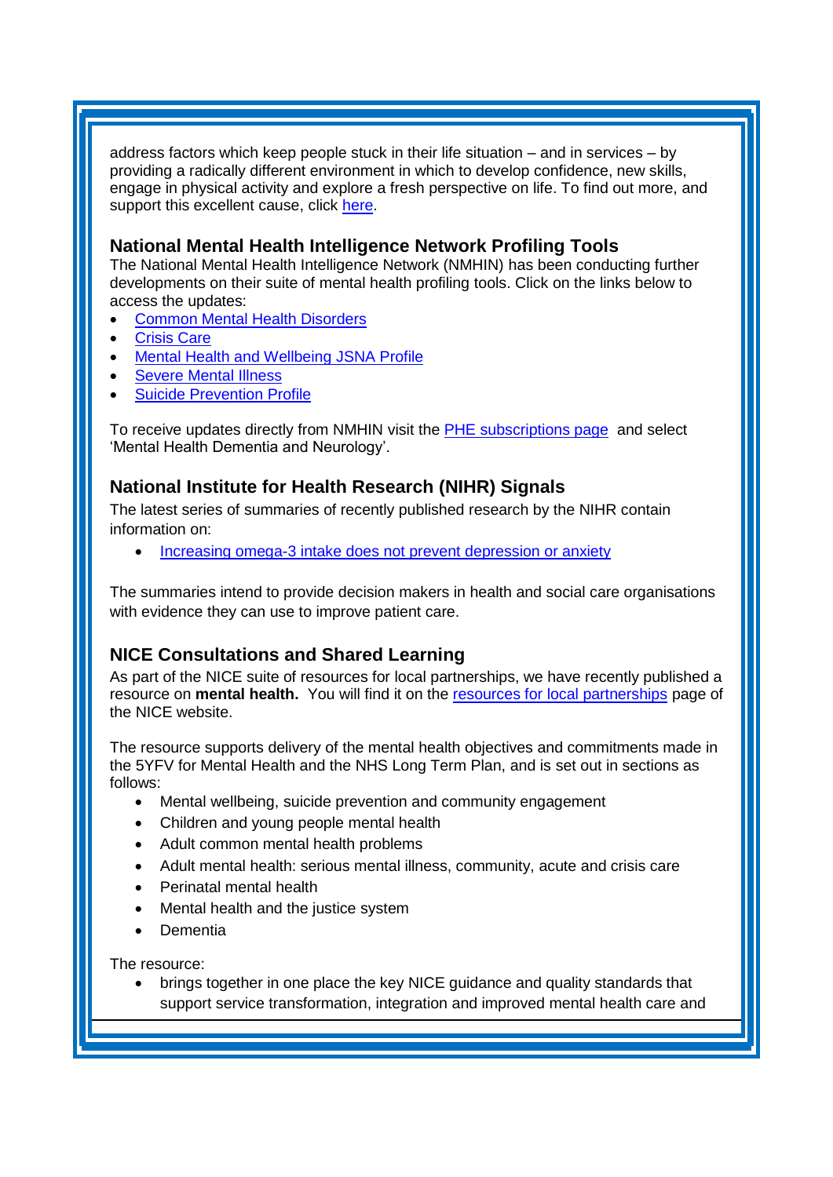address factors which keep people stuck in their life situation – and in services – by providing a radically different environment in which to develop confidence, new skills, engage in physical activity and explore a fresh perspective on life. To find out more, and support this excellent cause, click here.

### National Mental Health Intelligence Network Profiling Tools

The National Mental Health Intelligence Network (NMHIN) has been conducting further developments on their suite of mental health profiling tools. Click on the links below to access the updates:

- Common Mental Health Disorders
- Crisis Care
- Mental Health and Wellbeing JSNA Profile
- Severe Mental Illness
- Suicide Prevention Profile

To receive updates directly from NMHIN visit the PHE subscriptions page and select 'Mental Health Dementia and Neurology'.

### National Institute for Health Research (NIHR) Signals

The latest series of summaries of recently published research by the NIHR contain information on:

- Increasing omega-3 intake does not prevent depression or anxiety

The summaries intend to provide decision makers in health and social care organisations with evidence they can use to improve patient care.

### NICE Consultations and Shared Learning

As part of the NICE suite of resources for local partnerships, we have recently published a resource on **mental health.** You will find it on the resources for local partnerships page of the NICE website.

The resource supports delivery of the mental health objectives and commitments made in the 5YFV for Mental Health and the NHS Long Term Plan, and is set out in sections as follows:

- Mental wellbeing, suicide prevention and community engagement
- Children and young people mental health
- Adult common mental health problems
- Adult mental health: serious mental illness, community, acute and crisis care
- Perinatal mental health
- Mental health and the justice system
- Dementia

The resource:

- brings together in one place the key NICE guidance and quality standards that support service transformation, integration and improved mental health care and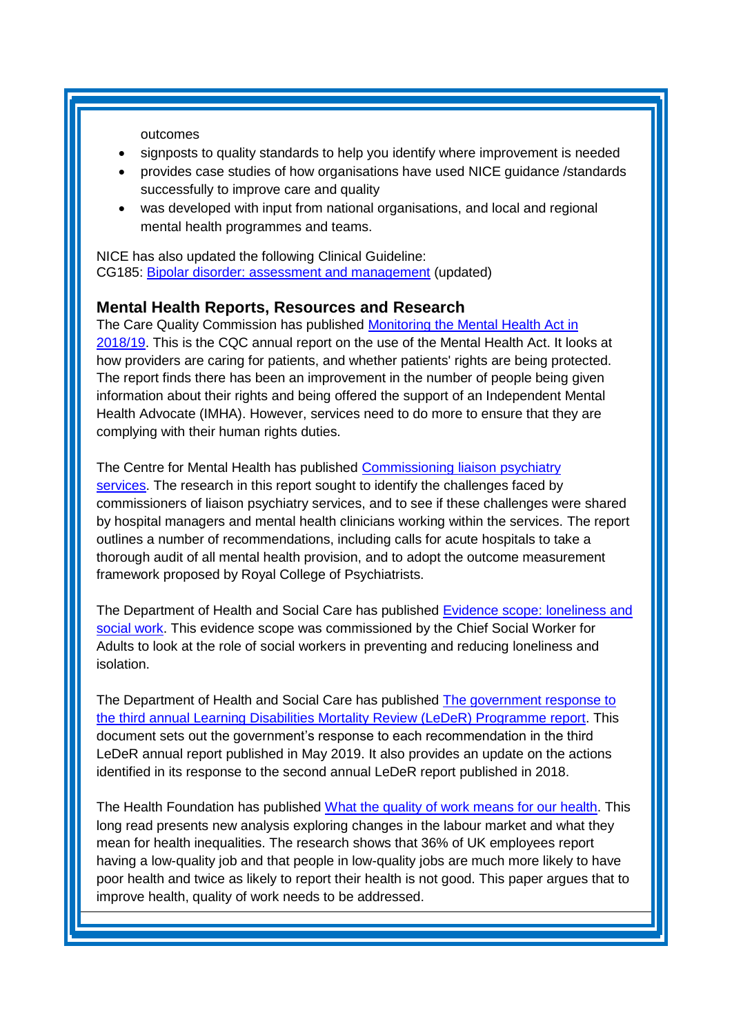outcomes

- signposts to quality standards to help you identify where improvement is needed
- provides case studies of how organisations have used NICE guidance /standards successfully to improve care and quality
- was developed with input from national organisations, and local and regional mental health programmes and teams.

NICE has also updated the following Clinical Guideline:
CG185: Bipolar disorder: assessment and management (updated)

## Mental Health Reports, Resources and Research

The Care Quality Commission has published Monitoring the Mental Health Act in 2018/19. This is the CQC annual report on the use of the Mental Health Act. It looks at how providers are caring for patients, and whether patients' rights are being protected. The report finds there has been an improvement in the number of people being given information about their rights and being offered the support of an Independent Mental Health Advocate (IMHA). However, services need to do more to ensure that they are complying with their human rights duties.

The Centre for Mental Health has published Commissioning liaison psychiatry services. The research in this report sought to identify the challenges faced by commissioners of liaison psychiatry services, and to see if these challenges were shared by hospital managers and mental health clinicians working within the services. The report outlines a number of recommendations, including calls for acute hospitals to take a thorough audit of all mental health provision, and to adopt the outcome measurement framework proposed by Royal College of Psychiatrists.

The Department of Health and Social Care has published Evidence scope: loneliness and social work. This evidence scope was commissioned by the Chief Social Worker for Adults to look at the role of social workers in preventing and reducing loneliness and isolation.

The Department of Health and Social Care has published The government response to the third annual Learning Disabilities Mortality Review (LeDeR) Programme report. This document sets out the government's response to each recommendation in the third LeDeR annual report published in May 2019. It also provides an update on the actions identified in its response to the second annual LeDeR report published in 2018.

The Health Foundation has published What the quality of work means for our health. This long read presents new analysis exploring changes in the labour market and what they mean for health inequalities. The research shows that 36% of UK employees report having a low-quality job and that people in low-quality jobs are much more likely to have poor health and twice as likely to report their health is not good. This paper argues that to improve health, quality of work needs to be addressed.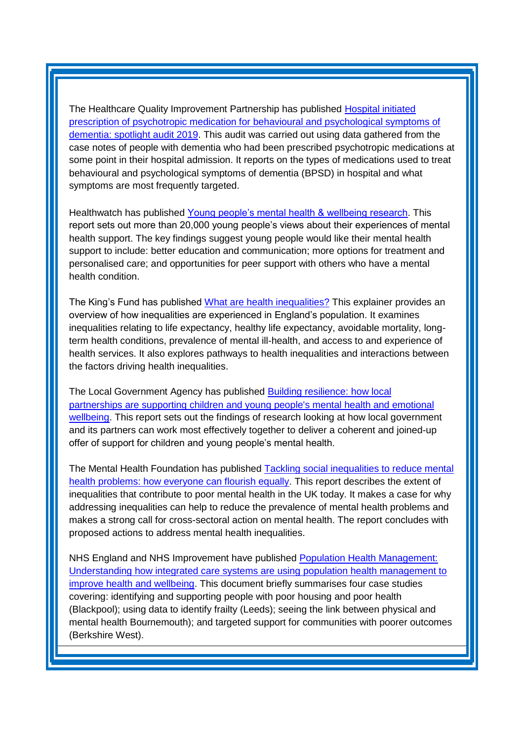The Healthcare Quality Improvement Partnership has published [Hospital initiated prescription of psychotropic medication for behavioural and psychological symptoms of dementia: spotlight audit 2019]. This audit was carried out using data gathered from the case notes of people with dementia who had been prescribed psychotropic medications at some point in their hospital admission. It reports on the types of medications used to treat behavioural and psychological symptoms of dementia (BPSD) in hospital and what symptoms are most frequently targeted.

Healthwatch has published [Young people's mental health & wellbeing research]. This report sets out more than 20,000 young people's views about their experiences of mental health support. The key findings suggest young people would like their mental health support to include: better education and communication; more options for treatment and personalised care; and opportunities for peer support with others who have a mental health condition.

The King's Fund has published [What are health inequalities?] This explainer provides an overview of how inequalities are experienced in England's population. It examines inequalities relating to life expectancy, healthy life expectancy, avoidable mortality, long-term health conditions, prevalence of mental ill-health, and access to and experience of health services. It also explores pathways to health inequalities and interactions between the factors driving health inequalities.

The Local Government Agency has published [Building resilience: how local partnerships are supporting children and young people's mental health and emotional wellbeing]. This report sets out the findings of research looking at how local government and its partners can work most effectively together to deliver a coherent and joined-up offer of support for children and young people's mental health.

The Mental Health Foundation has published [Tackling social inequalities to reduce mental health problems: how everyone can flourish equally]. This report describes the extent of inequalities that contribute to poor mental health in the UK today. It makes a case for why addressing inequalities can help to reduce the prevalence of mental health problems and makes a strong call for cross-sectoral action on mental health. The report concludes with proposed actions to address mental health inequalities.

NHS England and NHS Improvement have published [Population Health Management: Understanding how integrated care systems are using population health management to improve health and wellbeing]. This document briefly summarises four case studies covering: identifying and supporting people with poor housing and poor health (Blackpool); using data to identify frailty (Leeds); seeing the link between physical and mental health Bournemouth); and targeted support for communities with poorer outcomes (Berkshire West).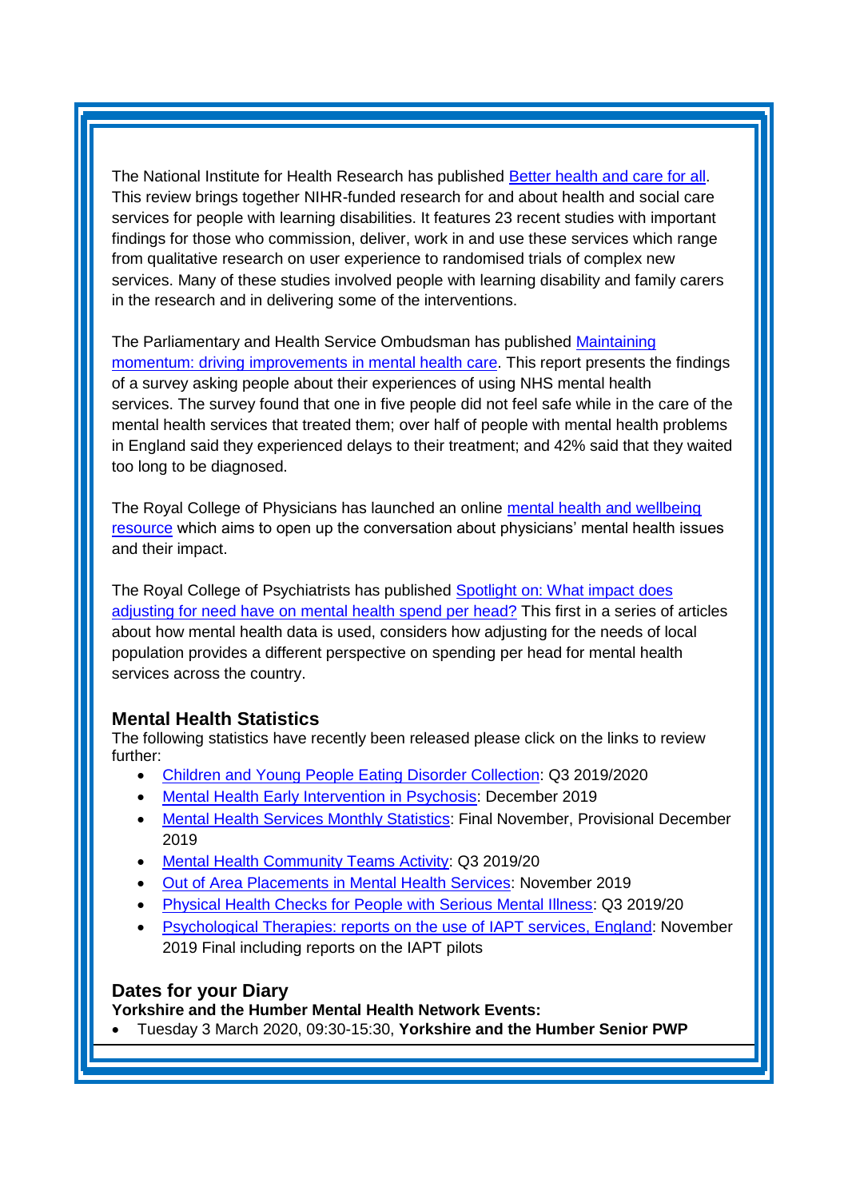The National Institute for Health Research has published Better health and care for all. This review brings together NIHR-funded research for and about health and social care services for people with learning disabilities. It features 23 recent studies with important findings for those who commission, deliver, work in and use these services which range from qualitative research on user experience to randomised trials of complex new services. Many of these studies involved people with learning disability and family carers in the research and in delivering some of the interventions.

The Parliamentary and Health Service Ombudsman has published Maintaining momentum: driving improvements in mental health care. This report presents the findings of a survey asking people about their experiences of using NHS mental health services. The survey found that one in five people did not feel safe while in the care of the mental health services that treated them; over half of people with mental health problems in England said they experienced delays to their treatment; and 42% said that they waited too long to be diagnosed.

The Royal College of Physicians has launched an online mental health and wellbeing resource which aims to open up the conversation about physicians' mental health issues and their impact.

The Royal College of Psychiatrists has published Spotlight on: What impact does adjusting for need have on mental health spend per head? This first in a series of articles about how mental health data is used, considers how adjusting for the needs of local population provides a different perspective on spending per head for mental health services across the country.

## Mental Health Statistics

The following statistics have recently been released please click on the links to review further:

- Children and Young People Eating Disorder Collection: Q3 2019/2020
- Mental Health Early Intervention in Psychosis: December 2019
- Mental Health Services Monthly Statistics: Final November, Provisional December 2019
- Mental Health Community Teams Activity: Q3 2019/20
- Out of Area Placements in Mental Health Services: November 2019
- Physical Health Checks for People with Serious Mental Illness: Q3 2019/20
- Psychological Therapies: reports on the use of IAPT services, England: November 2019 Final including reports on the IAPT pilots

## Dates for your Diary

**Yorkshire and the Humber Mental Health Network Events:**

- Tuesday 3 March 2020, 09:30-15:30, **Yorkshire and the Humber Senior PWP**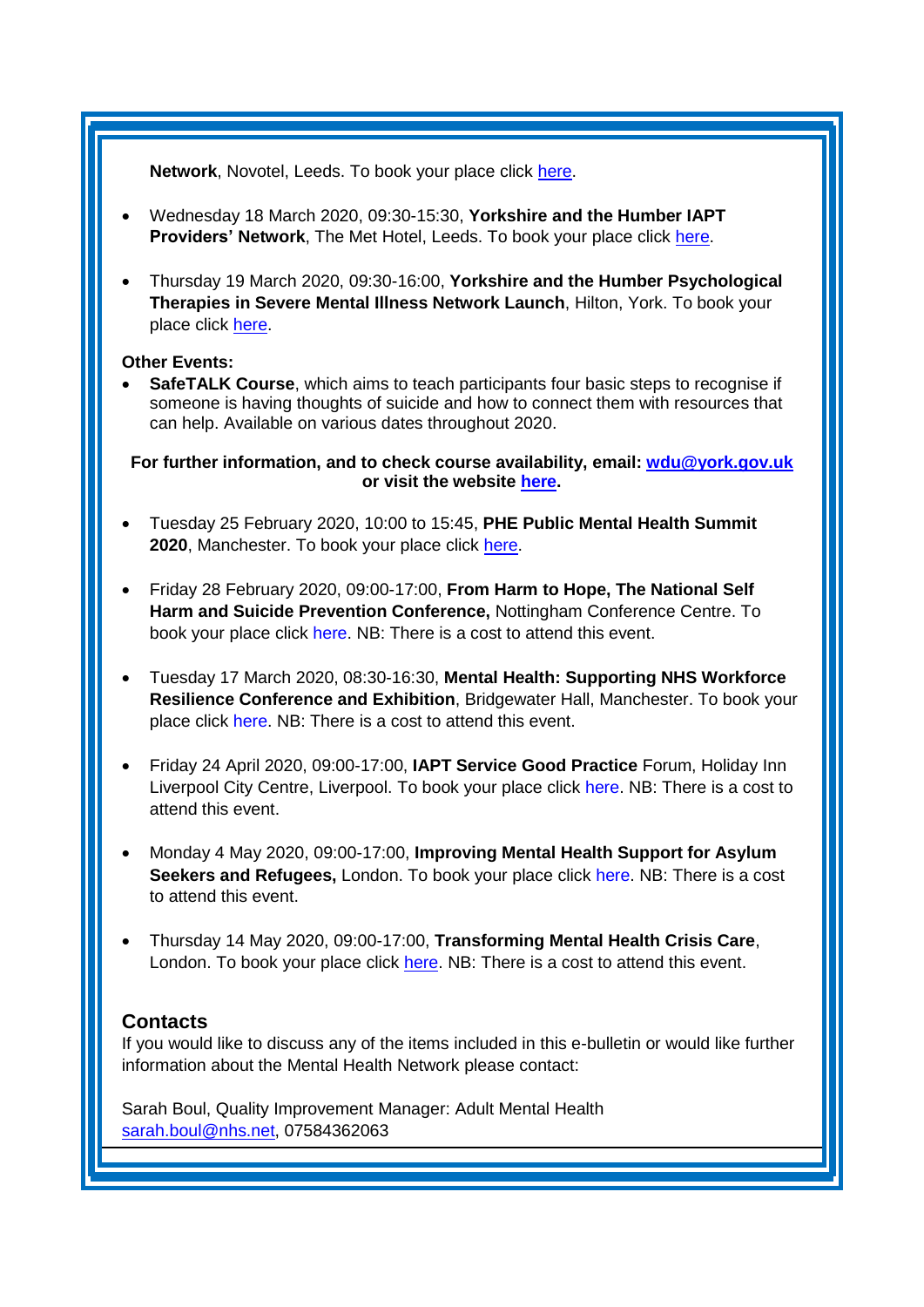**Network**, Novotel, Leeds. To book your place click here.

- Wednesday 18 March 2020, 09:30-15:30, **Yorkshire and the Humber IAPT Providers' Network**, The Met Hotel, Leeds. To book your place click here.

- Thursday 19 March 2020, 09:30-16:00, **Yorkshire and the Humber Psychological Therapies in Severe Mental Illness Network Launch**, Hilton, York. To book your place click here.

**Other Events:**

- **SafeTALK Course**, which aims to teach participants four basic steps to recognise if someone is having thoughts of suicide and how to connect them with resources that can help. Available on various dates throughout 2020.

**For further information, and to check course availability, email: wdu@york.gov.uk or visit the website here.**

- Tuesday 25 February 2020, 10:00 to 15:45, **PHE Public Mental Health Summit 2020**, Manchester. To book your place click here.

- Friday 28 February 2020, 09:00-17:00, **From Harm to Hope, The National Self Harm and Suicide Prevention Conference,** Nottingham Conference Centre. To book your place click here. NB: There is a cost to attend this event.

- Tuesday 17 March 2020, 08:30-16:30, **Mental Health: Supporting NHS Workforce Resilience Conference and Exhibition**, Bridgewater Hall, Manchester. To book your place click here. NB: There is a cost to attend this event.

- Friday 24 April 2020, 09:00-17:00, **IAPT Service Good Practice** Forum, Holiday Inn Liverpool City Centre, Liverpool. To book your place click here. NB: There is a cost to attend this event.

- Monday 4 May 2020, 09:00-17:00, **Improving Mental Health Support for Asylum Seekers and Refugees,** London. To book your place click here. NB: There is a cost to attend this event.

- Thursday 14 May 2020, 09:00-17:00, **Transforming Mental Health Crisis Care**, London. To book your place click here. NB: There is a cost to attend this event.

## Contacts

If you would like to discuss any of the items included in this e-bulletin or would like further information about the Mental Health Network please contact:

Sarah Boul, Quality Improvement Manager: Adult Mental Health
sarah.boul@nhs.net, 07584362063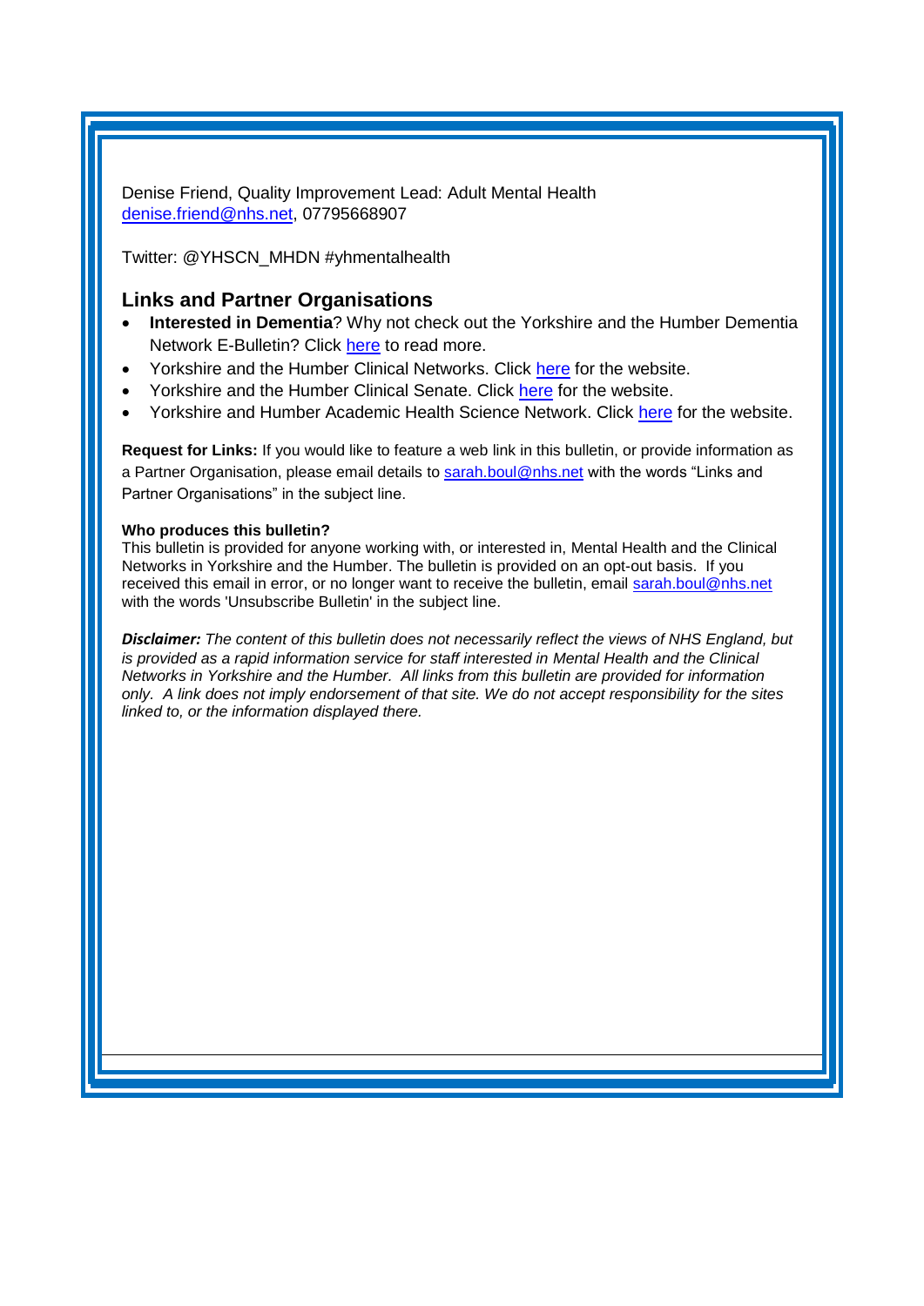Denise Friend, Quality Improvement Lead: Adult Mental Health
denise.friend@nhs.net, 07795668907

Twitter: @YHSCN_MHDN #yhmentalhealth

## Links and Partner Organisations

- **Interested in Dementia**? Why not check out the Yorkshire and the Humber Dementia Network E-Bulletin? Click here to read more.
- Yorkshire and the Humber Clinical Networks. Click here for the website.
- Yorkshire and the Humber Clinical Senate. Click here for the website.
- Yorkshire and Humber Academic Health Science Network. Click here for the website.

**Request for Links:** If you would like to feature a web link in this bulletin, or provide information as a Partner Organisation, please email details to sarah.boul@nhs.net with the words "Links and Partner Organisations" in the subject line.

**Who produces this bulletin?**
This bulletin is provided for anyone working with, or interested in, Mental Health and the Clinical Networks in Yorkshire and the Humber. The bulletin is provided on an opt-out basis. If you received this email in error, or no longer want to receive the bulletin, email sarah.boul@nhs.net with the words 'Unsubscribe Bulletin' in the subject line.

***Disclaimer:*** *The content of this bulletin does not necessarily reflect the views of NHS England, but is provided as a rapid information service for staff interested in Mental Health and the Clinical Networks in Yorkshire and the Humber. All links from this bulletin are provided for information only. A link does not imply endorsement of that site. We do not accept responsibility for the sites linked to, or the information displayed there.*